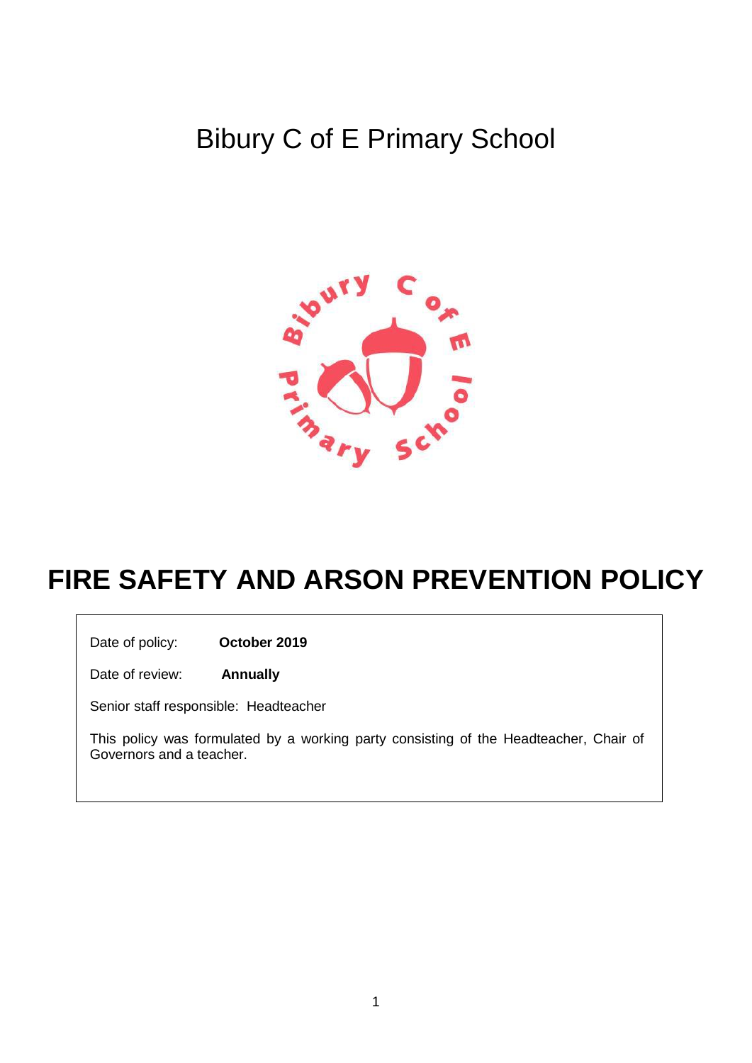# Bibury C of E Primary School

# FIRE SAFETY AND ARSON PREVENTION POLICY

Date of policy: **October 2019**

Date of review: **Annually**

Senior staff responsible: Headteacher

This policy was formulated by a working party consisting of the Headteacher, Chair of Governors and a teacher.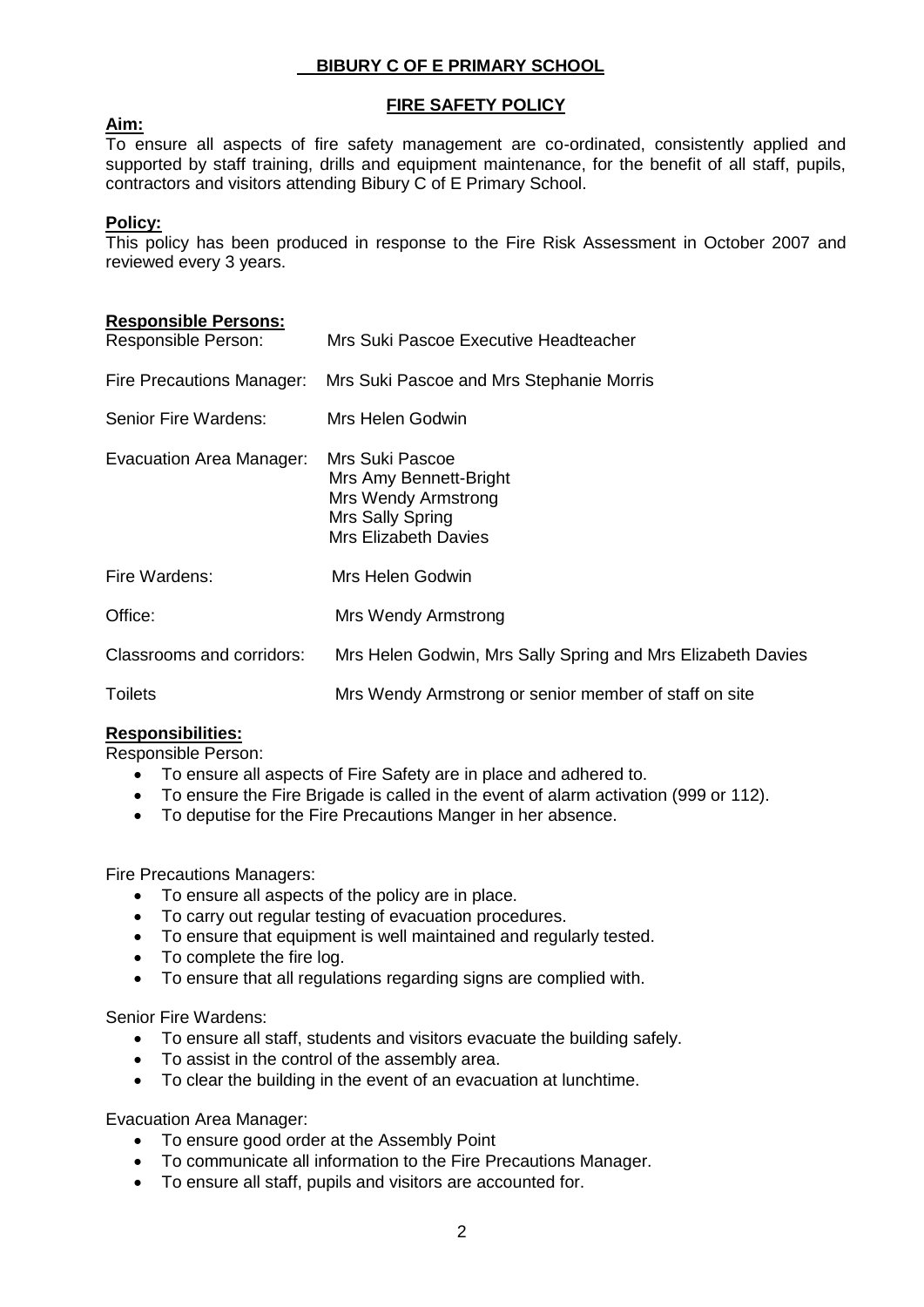# BIBURY C OF E PRIMARY SCHOOL

## FIRE SAFETY POLICY

**Aim:**

To ensure all aspects of fire safety management are co-ordinated, consistently applied and supported by staff training, drills and equipment maintenance, for the benefit of all staff, pupils, contractors and visitors attending Bibury C of E Primary School.

**Policy:**

This policy has been produced in response to the Fire Risk Assessment in October 2007 and reviewed every 3 years.

**Responsible Persons:**

| | |
|---|---|
| Responsible Person: | Mrs Suki Pascoe Executive Headteacher |
| Fire Precautions Manager: | Mrs Suki Pascoe and Mrs Stephanie Morris |
| Senior Fire Wardens: | Mrs Helen Godwin |
| Evacuation Area Manager: | Mrs Suki Pascoe<br>Mrs Amy Bennett-Bright<br>Mrs Wendy Armstrong<br>Mrs Sally Spring<br>Mrs Elizabeth Davies |
| Fire Wardens: | Mrs Helen Godwin |
| Office: | Mrs Wendy Armstrong |
| Classrooms and corridors: | Mrs Helen Godwin, Mrs Sally Spring and Mrs Elizabeth Davies |
| Toilets | Mrs Wendy Armstrong or senior member of staff on site |

**Responsibilities:**

Responsible Person:

- To ensure all aspects of Fire Safety are in place and adhered to.
- To ensure the Fire Brigade is called in the event of alarm activation (999 or 112).
- To deputise for the Fire Precautions Manger in her absence.

Fire Precautions Managers:

- To ensure all aspects of the policy are in place.
- To carry out regular testing of evacuation procedures.
- To ensure that equipment is well maintained and regularly tested.
- To complete the fire log.
- To ensure that all regulations regarding signs are complied with.

Senior Fire Wardens:

- To ensure all staff, students and visitors evacuate the building safely.
- To assist in the control of the assembly area.
- To clear the building in the event of an evacuation at lunchtime.

Evacuation Area Manager:

- To ensure good order at the Assembly Point
- To communicate all information to the Fire Precautions Manager.
- To ensure all staff, pupils and visitors are accounted for.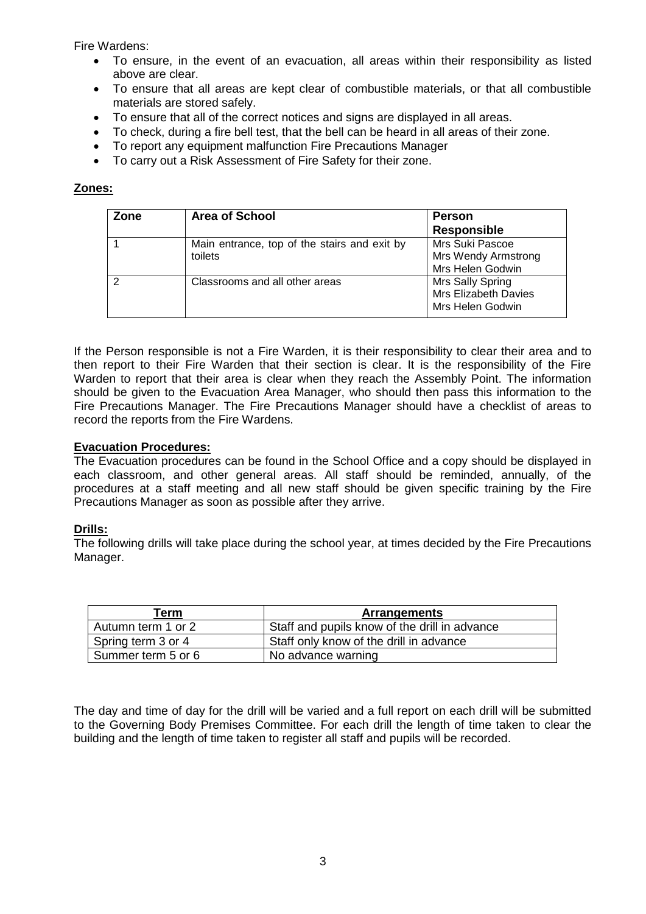Fire Wardens:

- To ensure, in the event of an evacuation, all areas within their responsibility as listed above are clear.
- To ensure that all areas are kept clear of combustible materials, or that all combustible materials are stored safely.
- To ensure that all of the correct notices and signs are displayed in all areas.
- To check, during a fire bell test, that the bell can be heard in all areas of their zone.
- To report any equipment malfunction Fire Precautions Manager
- To carry out a Risk Assessment of Fire Safety for their zone.

**Zones:**

| Zone | Area of School | Person Responsible |
|---|---|---|
| 1 | Main entrance, top of the stairs and exit by toilets | Mrs Suki Pascoe<br>Mrs Wendy Armstrong<br>Mrs Helen Godwin |
| 2 | Classrooms and all other areas | Mrs Sally Spring<br>Mrs Elizabeth Davies<br>Mrs Helen Godwin |

If the Person responsible is not a Fire Warden, it is their responsibility to clear their area and to then report to their Fire Warden that their section is clear. It is the responsibility of the Fire Warden to report that their area is clear when they reach the Assembly Point. The information should be given to the Evacuation Area Manager, who should then pass this information to the Fire Precautions Manager. The Fire Precautions Manager should have a checklist of areas to record the reports from the Fire Wardens.

**Evacuation Procedures:**

The Evacuation procedures can be found in the School Office and a copy should be displayed in each classroom, and other general areas. All staff should be reminded, annually, of the procedures at a staff meeting and all new staff should be given specific training by the Fire Precautions Manager as soon as possible after they arrive.

**Drills:**

The following drills will take place during the school year, at times decided by the Fire Precautions Manager.

| Term | Arrangements |
|---|---|
| Autumn term 1 or 2 | Staff and pupils know of the drill in advance |
| Spring term 3 or 4 | Staff only know of the drill in advance |
| Summer term 5 or 6 | No advance warning |

The day and time of day for the drill will be varied and a full report on each drill will be submitted to the Governing Body Premises Committee. For each drill the length of time taken to clear the building and the length of time taken to register all staff and pupils will be recorded.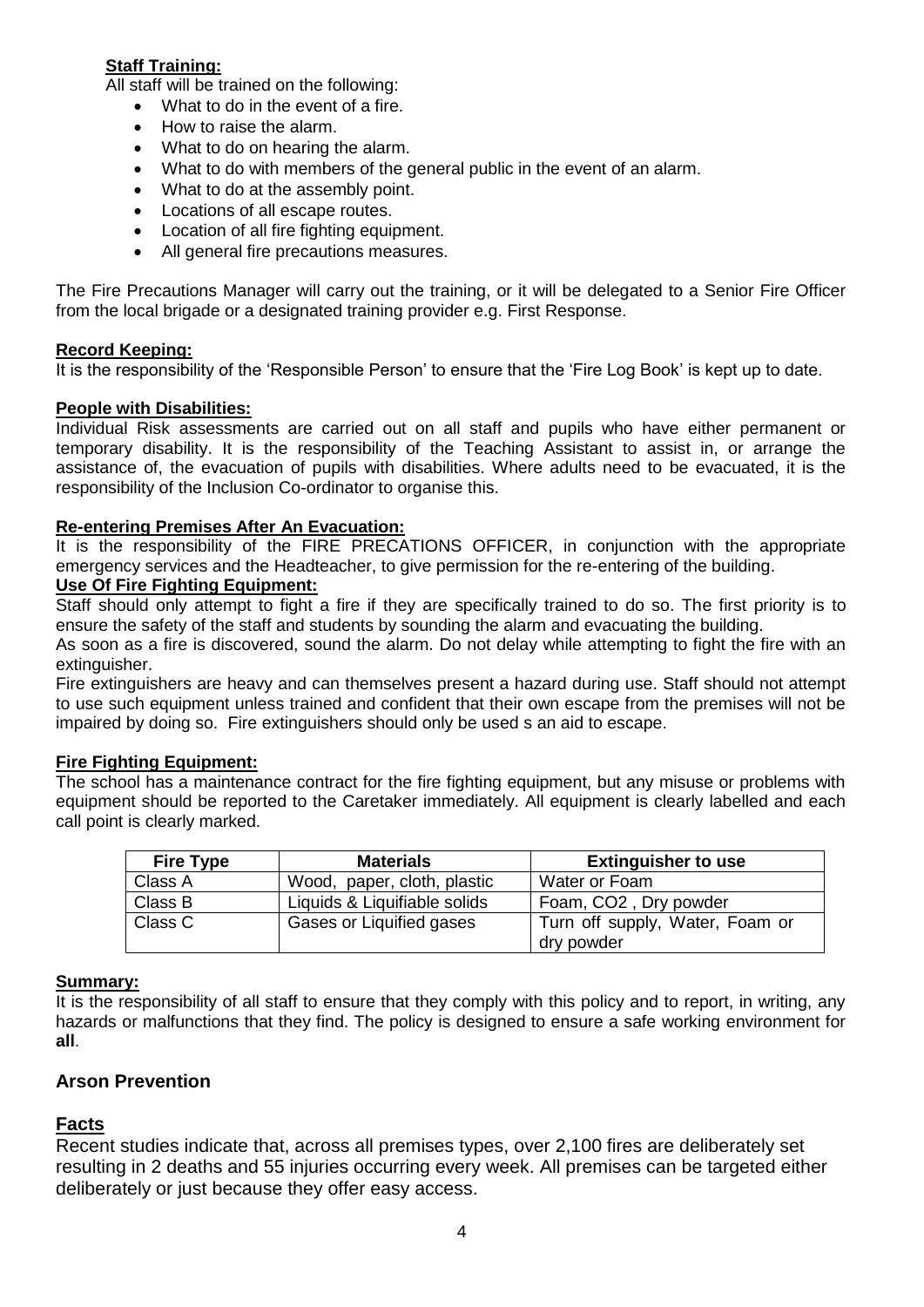**Staff Training:**

All staff will be trained on the following:

- What to do in the event of a fire.
- How to raise the alarm.
- What to do on hearing the alarm.
- What to do with members of the general public in the event of an alarm.
- What to do at the assembly point.
- Locations of all escape routes.
- Location of all fire fighting equipment.
- All general fire precautions measures.

The Fire Precautions Manager will carry out the training, or it will be delegated to a Senior Fire Officer from the local brigade or a designated training provider e.g. First Response.

**Record Keeping:**

It is the responsibility of the 'Responsible Person' to ensure that the 'Fire Log Book' is kept up to date.

**People with Disabilities:**

Individual Risk assessments are carried out on all staff and pupils who have either permanent or temporary disability. It is the responsibility of the Teaching Assistant to assist in, or arrange the assistance of, the evacuation of pupils with disabilities. Where adults need to be evacuated, it is the responsibility of the Inclusion Co-ordinator to organise this.

**Re-entering Premises After An Evacuation:**

It is the responsibility of the FIRE PRECATIONS OFFICER, in conjunction with the appropriate emergency services and the Headteacher, to give permission for the re-entering of the building.

**Use Of Fire Fighting Equipment:**

Staff should only attempt to fight a fire if they are specifically trained to do so. The first priority is to ensure the safety of the staff and students by sounding the alarm and evacuating the building.

As soon as a fire is discovered, sound the alarm. Do not delay while attempting to fight the fire with an extinguisher.

Fire extinguishers are heavy and can themselves present a hazard during use. Staff should not attempt to use such equipment unless trained and confident that their own escape from the premises will not be impaired by doing so. Fire extinguishers should only be used s an aid to escape.

**Fire Fighting Equipment:**

The school has a maintenance contract for the fire fighting equipment, but any misuse or problems with equipment should be reported to the Caretaker immediately. All equipment is clearly labelled and each call point is clearly marked.

| Fire Type | Materials | Extinguisher to use |
|---|---|---|
| Class A | Wood, paper, cloth, plastic | Water or Foam |
| Class B | Liquids & Liquifiable solids | Foam, $CO_2$, Dry powder |
| Class C | Gases or Liquified gases | Turn off supply, Water, Foam or dry powder |

**Summary:**

It is the responsibility of all staff to ensure that they comply with this policy and to report, in writing, any hazards or malfunctions that they find. The policy is designed to ensure a safe working environment for **all**.

## Arson Prevention

### Facts

Recent studies indicate that, across all premises types, over 2,100 fires are deliberately set resulting in 2 deaths and 55 injuries occurring every week. All premises can be targeted either deliberately or just because they offer easy access.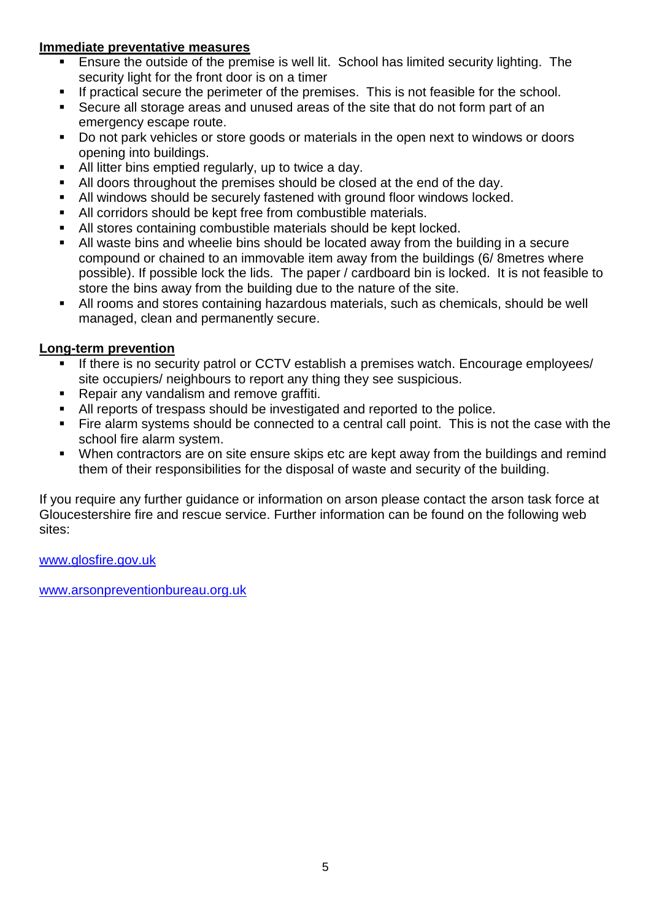**Immediate preventative measures**

- Ensure the outside of the premise is well lit. School has limited security lighting. The security light for the front door is on a timer
- If practical secure the perimeter of the premises. This is not feasible for the school.
- Secure all storage areas and unused areas of the site that do not form part of an emergency escape route.
- Do not park vehicles or store goods or materials in the open next to windows or doors opening into buildings.
- All litter bins emptied regularly, up to twice a day.
- All doors throughout the premises should be closed at the end of the day.
- All windows should be securely fastened with ground floor windows locked.
- All corridors should be kept free from combustible materials.
- All stores containing combustible materials should be kept locked.
- All waste bins and wheelie bins should be located away from the building in a secure compound or chained to an immovable item away from the buildings (6/ 8metres where possible). If possible lock the lids. The paper / cardboard bin is locked. It is not feasible to store the bins away from the building due to the nature of the site.
- All rooms and stores containing hazardous materials, such as chemicals, should be well managed, clean and permanently secure.

**Long-term prevention**

- If there is no security patrol or CCTV establish a premises watch. Encourage employees/ site occupiers/ neighbours to report any thing they see suspicious.
- Repair any vandalism and remove graffiti.
- All reports of trespass should be investigated and reported to the police.
- Fire alarm systems should be connected to a central call point. This is not the case with the school fire alarm system.
- When contractors are on site ensure skips etc are kept away from the buildings and remind them of their responsibilities for the disposal of waste and security of the building.

If you require any further guidance or information on arson please contact the arson task force at Gloucestershire fire and rescue service. Further information can be found on the following web sites:

www.glosfire.gov.uk

www.arsonpreventionbureau.org.uk